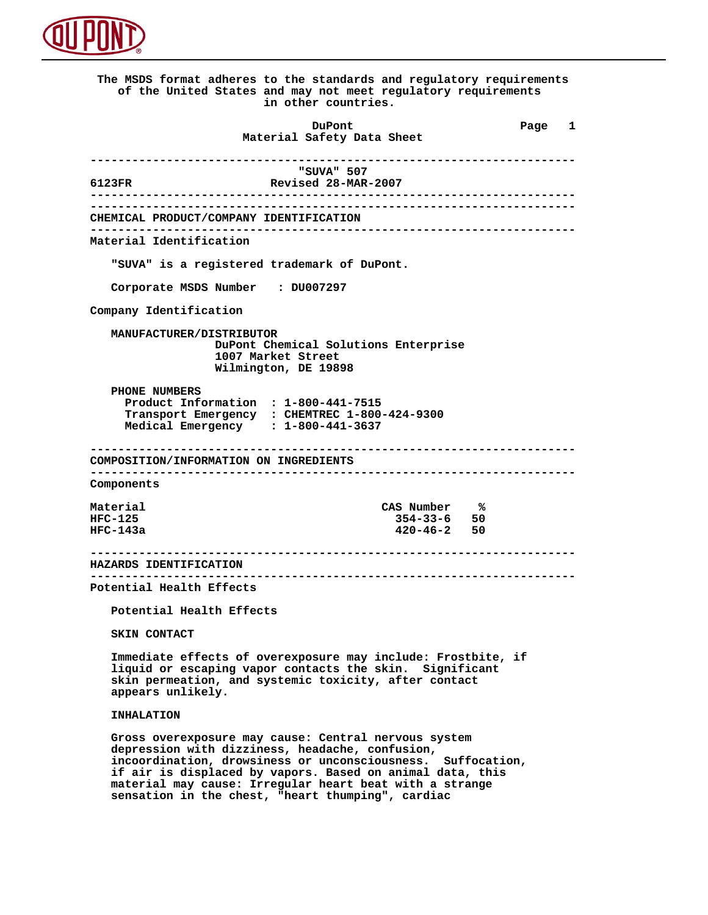The MSDS format adheres to the standards and regulatory requirements of the United States and may not meet regulatory requirements in other countries.

DuPont
Material Safety Data Sheet

---

"SUVA" 507

6123FR Revised 28-MAR-2007

---

## CHEMICAL PRODUCT/COMPANY IDENTIFICATION

### Material Identification

"SUVA" is a registered trademark of DuPont.

Corporate MSDS Number : DU007297

### Company Identification

**MANUFACTURER/DISTRIBUTOR**
DuPont Chemical Solutions Enterprise
1007 Market Street
Wilmington, DE 19898

**PHONE NUMBERS**
Product Information : 1-800-441-7515
Transport Emergency : CHEMTREC 1-800-424-9300
Medical Emergency : 1-800-441-3637

---

## COMPOSITION/INFORMATION ON INGREDIENTS

### Components

| Material | CAS Number | % |
|---|---|---|
| HFC-125 | 354-33-6 | 50 |
| HFC-143a | 420-46-2 | 50 |

---

## HAZARDS IDENTIFICATION

### Potential Health Effects

Potential Health Effects

**SKIN CONTACT**

Immediate effects of overexposure may include: Frostbite, if liquid or escaping vapor contacts the skin. Significant skin permeation, and systemic toxicity, after contact appears unlikely.

**INHALATION**

Gross overexposure may cause: Central nervous system depression with dizziness, headache, confusion, incoordination, drowsiness or unconsciousness. Suffocation, if air is displaced by vapors. Based on animal data, this material may cause: Irregular heart beat with a strange sensation in the chest, "heart thumping", cardiac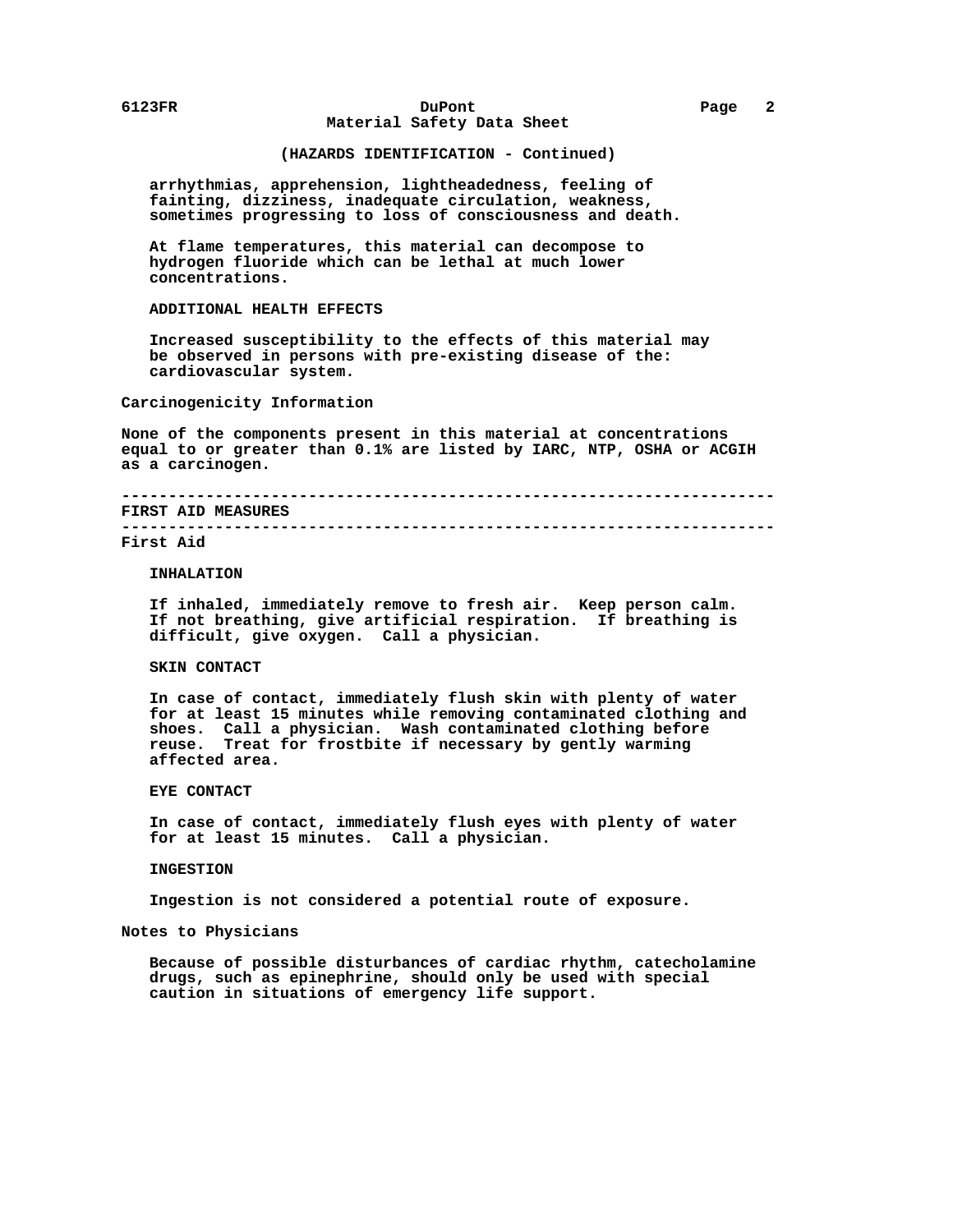(HAZARDS IDENTIFICATION - Continued)

arrhythmias, apprehension, lightheadedness, feeling of fainting, dizziness, inadequate circulation, weakness, sometimes progressing to loss of consciousness and death.

At flame temperatures, this material can decompose to hydrogen fluoride which can be lethal at much lower concentrations.

**ADDITIONAL HEALTH EFFECTS**

Increased susceptibility to the effects of this material may be observed in persons with pre-existing disease of the: cardiovascular system.

### Carcinogenicity Information

None of the components present in this material at concentrations equal to or greater than 0.1% are listed by IARC, NTP, OSHA or ACGIH as a carcinogen.

## FIRST AID MEASURES

### First Aid

**INHALATION**

If inhaled, immediately remove to fresh air. Keep person calm. If not breathing, give artificial respiration. If breathing is difficult, give oxygen. Call a physician.

**SKIN CONTACT**

In case of contact, immediately flush skin with plenty of water for at least 15 minutes while removing contaminated clothing and shoes. Call a physician. Wash contaminated clothing before reuse. Treat for frostbite if necessary by gently warming affected area.

**EYE CONTACT**

In case of contact, immediately flush eyes with plenty of water for at least 15 minutes. Call a physician.

**INGESTION**

Ingestion is not considered a potential route of exposure.

### Notes to Physicians

Because of possible disturbances of cardiac rhythm, catecholamine drugs, such as epinephrine, should only be used with special caution in situations of emergency life support.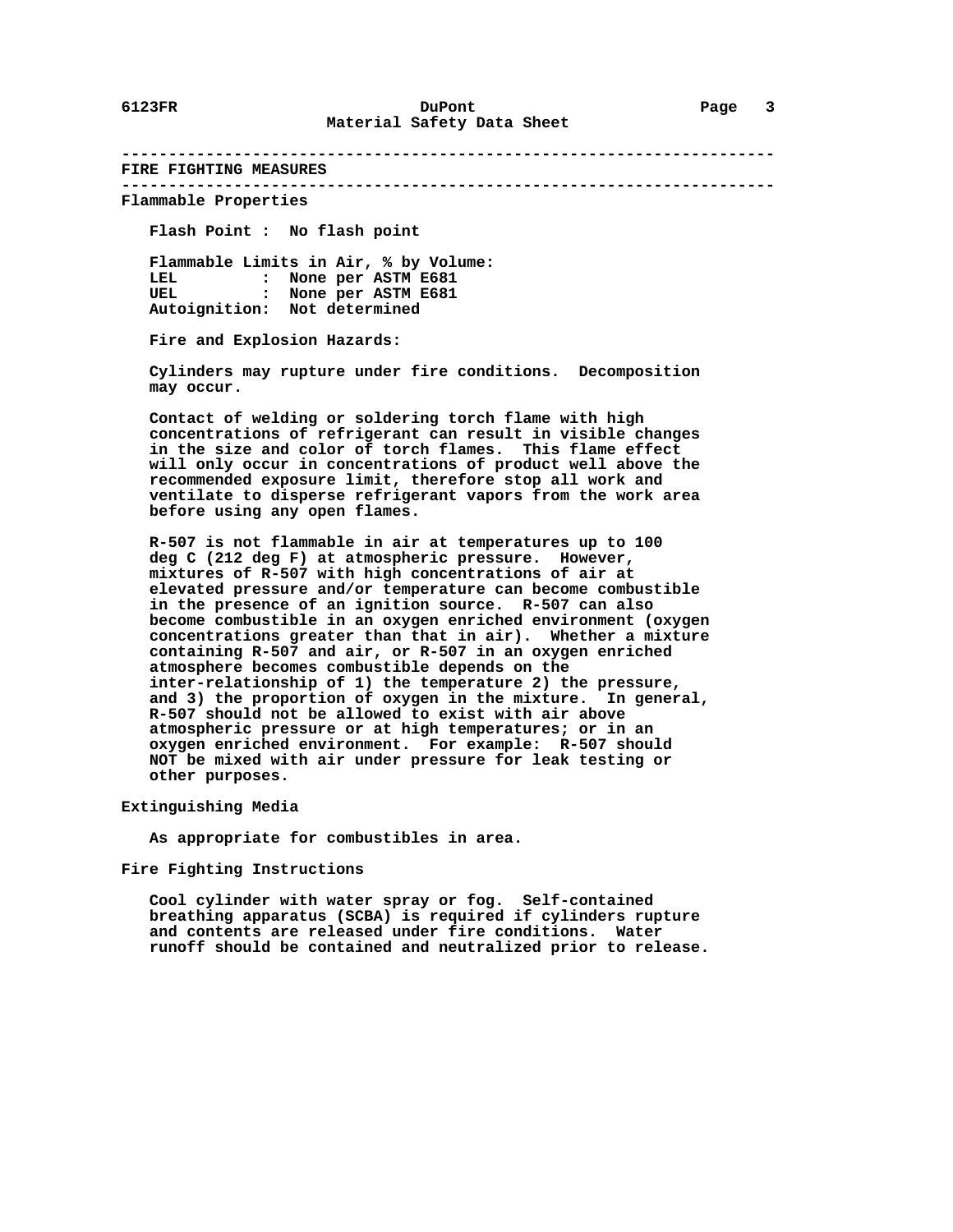## FIRE FIGHTING MEASURES

### Flammable Properties

Flash Point : No flash point

Flammable Limits in Air, % by Volume:
LEL : None per ASTM E681
UEL : None per ASTM E681
Autoignition: Not determined

Fire and Explosion Hazards:

Cylinders may rupture under fire conditions. Decomposition may occur.

Contact of welding or soldering torch flame with high concentrations of refrigerant can result in visible changes in the size and color of torch flames. This flame effect will only occur in concentrations of product well above the recommended exposure limit, therefore stop all work and ventilate to disperse refrigerant vapors from the work area before using any open flames.

R-507 is not flammable in air at temperatures up to 100 deg C (212 deg F) at atmospheric pressure. However, mixtures of R-507 with high concentrations of air at elevated pressure and/or temperature can become combustible in the presence of an ignition source. R-507 can also become combustible in an oxygen enriched environment (oxygen concentrations greater than that in air). Whether a mixture containing R-507 and air, or R-507 in an oxygen enriched atmosphere becomes combustible depends on the inter-relationship of 1) the temperature 2) the pressure, and 3) the proportion of oxygen in the mixture. In general, R-507 should not be allowed to exist with air above atmospheric pressure or at high temperatures; or in an oxygen enriched environment. For example: R-507 should NOT be mixed with air under pressure for leak testing or other purposes.

### Extinguishing Media

As appropriate for combustibles in area.

### Fire Fighting Instructions

Cool cylinder with water spray or fog. Self-contained breathing apparatus (SCBA) is required if cylinders rupture and contents are released under fire conditions. Water runoff should be contained and neutralized prior to release.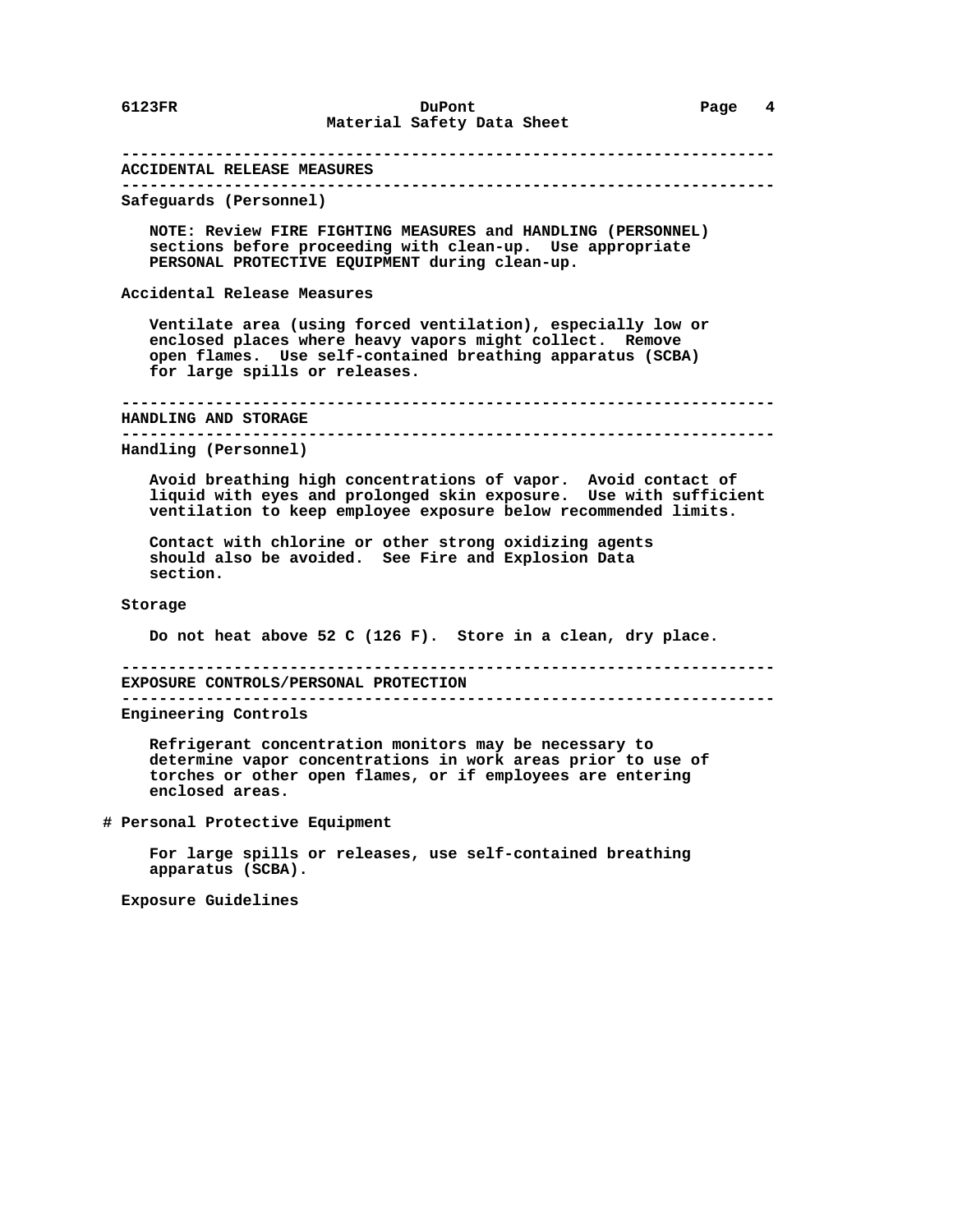## ACCIDENTAL RELEASE MEASURES

### Safeguards (Personnel)

NOTE: Review FIRE FIGHTING MEASURES and HANDLING (PERSONNEL) sections before proceeding with clean-up. Use appropriate PERSONAL PROTECTIVE EQUIPMENT during clean-up.

### Accidental Release Measures

Ventilate area (using forced ventilation), especially low or enclosed places where heavy vapors might collect. Remove open flames. Use self-contained breathing apparatus (SCBA) for large spills or releases.

## HANDLING AND STORAGE

### Handling (Personnel)

Avoid breathing high concentrations of vapor. Avoid contact of liquid with eyes and prolonged skin exposure. Use with sufficient ventilation to keep employee exposure below recommended limits.

Contact with chlorine or other strong oxidizing agents should also be avoided. See Fire and Explosion Data section.

### Storage

Do not heat above 52 C (126 F). Store in a clean, dry place.

## EXPOSURE CONTROLS/PERSONAL PROTECTION

### Engineering Controls

Refrigerant concentration monitors may be necessary to determine vapor concentrations in work areas prior to use of torches or other open flames, or if employees are entering enclosed areas.

### # Personal Protective Equipment

For large spills or releases, use self-contained breathing apparatus (SCBA).

### Exposure Guidelines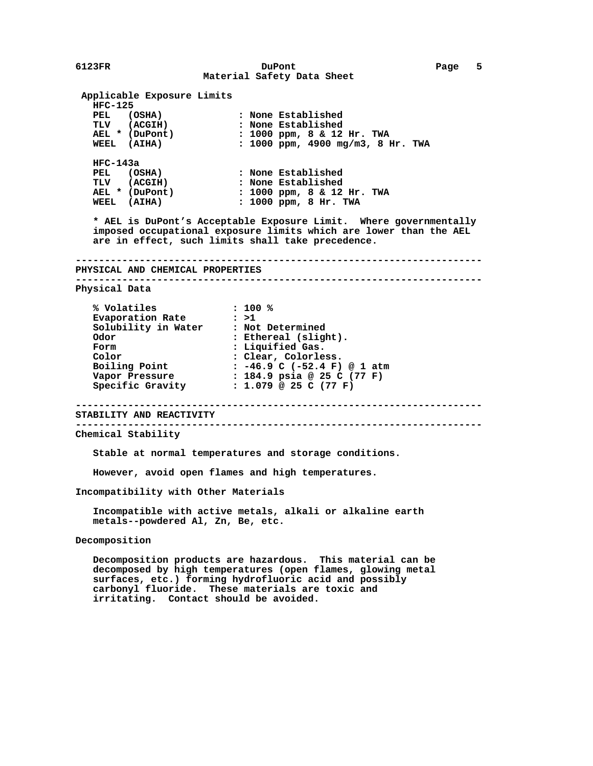**Applicable Exposure Limits**

**HFC-125**

| | |
|---|---|
| PEL (OSHA) | : None Established |
| TLV (ACGIH) | : None Established |
| AEL * (DuPont) | : 1000 ppm, 8 & 12 Hr. TWA |
| WEEL (AIHA) | : 1000 ppm, 4900 mg/m3, 8 Hr. TWA |

**HFC-143a**

| | |
|---|---|
| PEL (OSHA) | : None Established |
| TLV (ACGIH) | : None Established |
| AEL * (DuPont) | : 1000 ppm, 8 & 12 Hr. TWA |
| WEEL (AIHA) | : 1000 ppm, 8 Hr. TWA |

* AEL is DuPont's Acceptable Exposure Limit. Where governmentally imposed occupational exposure limits which are lower than the AEL are in effect, such limits shall take precedence.

---

## PHYSICAL AND CHEMICAL PROPERTIES

---

### Physical Data

| | |
|---|---|
| % Volatiles | : 100 % |
| Evaporation Rate | : >1 |
| Solubility in Water | : Not Determined |
| Odor | : Ethereal (slight). |
| Form | : Liquified Gas. |
| Color | : Clear, Colorless. |
| Boiling Point | : -46.9 C (-52.4 F) @ 1 atm |
| Vapor Pressure | : 184.9 psia @ 25 C (77 F) |
| Specific Gravity | : 1.079 @ 25 C (77 F) |

---

## STABILITY AND REACTIVITY

---

### Chemical Stability

Stable at normal temperatures and storage conditions.

However, avoid open flames and high temperatures.

### Incompatibility with Other Materials

Incompatible with active metals, alkali or alkaline earth metals--powdered Al, Zn, Be, etc.

### Decomposition

Decomposition products are hazardous. This material can be decomposed by high temperatures (open flames, glowing metal surfaces, etc.) forming hydrofluoric acid and possibly carbonyl fluoride. These materials are toxic and irritating. Contact should be avoided.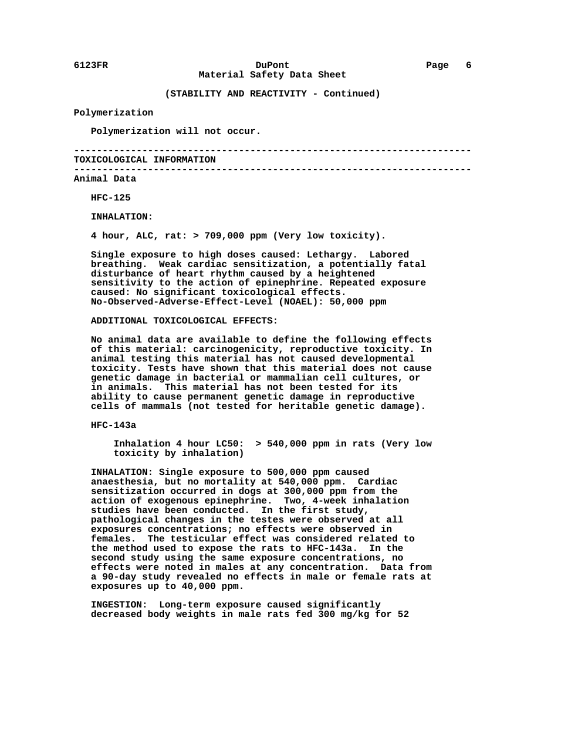(STABILITY AND REACTIVITY - Continued)

**Polymerization**

Polymerization will not occur.

## TOXICOLOGICAL INFORMATION

**Animal Data**

**HFC-125**

**INHALATION:**

4 hour, ALC, rat: > 709,000 ppm (Very low toxicity).

Single exposure to high doses caused: Lethargy. Labored breathing. Weak cardiac sensitization, a potentially fatal disturbance of heart rhythm caused by a heightened sensitivity to the action of epinephrine. Repeated exposure caused: No significant toxicological effects.
No-Observed-Adverse-Effect-Level (NOAEL): 50,000 ppm

**ADDITIONAL TOXICOLOGICAL EFFECTS:**

No animal data are available to define the following effects of this material: carcinogenicity, reproductive toxicity. In animal testing this material has not caused developmental toxicity. Tests have shown that this material does not cause genetic damage in bacterial or mammalian cell cultures, or in animals. This material has not been tested for its ability to cause permanent genetic damage in reproductive cells of mammals (not tested for heritable genetic damage).

**HFC-143a**

Inhalation 4 hour LC50: > 540,000 ppm in rats (Very low toxicity by inhalation)

INHALATION: Single exposure to 500,000 ppm caused anaesthesia, but no mortality at 540,000 ppm. Cardiac sensitization occurred in dogs at 300,000 ppm from the action of exogenous epinephrine. Two, 4-week inhalation studies have been conducted. In the first study, pathological changes in the testes were observed at all exposures concentrations; no effects were observed in females. The testicular effect was considered related to the method used to expose the rats to HFC-143a. In the second study using the same exposure concentrations, no effects were noted in males at any concentration. Data from a 90-day study revealed no effects in male or female rats at exposures up to 40,000 ppm.

INGESTION: Long-term exposure caused significantly decreased body weights in male rats fed 300 mg/kg for 52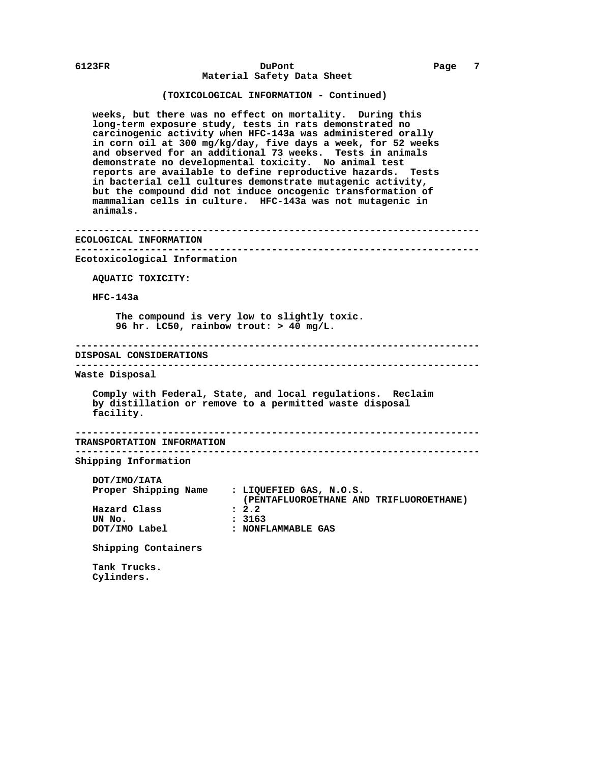(TOXICOLOGICAL INFORMATION - Continued)

weeks, but there was no effect on mortality. During this long-term exposure study, tests in rats demonstrated no carcinogenic activity when HFC-143a was administered orally in corn oil at 300 mg/kg/day, five days a week, for 52 weeks and observed for an additional 73 weeks. Tests in animals demonstrate no developmental toxicity. No animal test reports are available to define reproductive hazards. Tests in bacterial cell cultures demonstrate mutagenic activity, but the compound did not induce oncogenic transformation of mammalian cells in culture. HFC-143a was not mutagenic in animals.

## ECOLOGICAL INFORMATION

### Ecotoxicological Information

AQUATIC TOXICITY:

HFC-143a

The compound is very low to slightly toxic.
96 hr. LC50, rainbow trout: > 40 mg/L.

## DISPOSAL CONSIDERATIONS

### Waste Disposal

Comply with Federal, State, and local regulations. Reclaim by distillation or remove to a permitted waste disposal facility.

## TRANSPORTATION INFORMATION

### Shipping Information

DOT/IMO/IATA

| | |
|---|---|
| Proper Shipping Name | : LIQUEFIED GAS, N.O.S. (PENTAFLUOROETHANE AND TRIFLUOROETHANE) |
| Hazard Class | : 2.2 |
| UN No. | : 3163 |
| DOT/IMO Label | : NONFLAMMABLE GAS |

Shipping Containers

Tank Trucks.
Cylinders.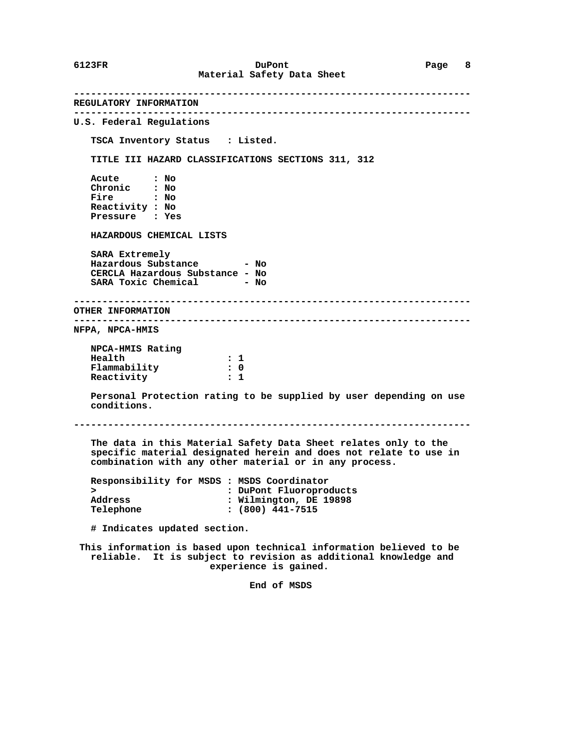## REGULATORY INFORMATION

### U.S. Federal Regulations

TSCA Inventory Status : Listed.

**TITLE III HAZARD CLASSIFICATIONS SECTIONS 311, 312**

Acute : No
Chronic : No
Fire : No
Reactivity : No
Pressure : Yes

**HAZARDOUS CHEMICAL LISTS**

SARA Extremely Hazardous Substance - No
CERCLA Hazardous Substance - No
SARA Toxic Chemical - No

## OTHER INFORMATION

### NFPA, NPCA-HMIS

NPCA-HMIS Rating
Health : 1
Flammability : 0
Reactivity : 1

Personal Protection rating to be supplied by user depending on use conditions.

---

The data in this Material Safety Data Sheet relates only to the specific material designated herein and does not relate to use in combination with any other material or in any process.

Responsibility for MSDS : MSDS Coordinator
\> : DuPont Fluoroproducts
Address : Wilmington, DE 19898
Telephone : (800) 441-7515

# Indicates updated section.

This information is based upon technical information believed to be reliable. It is subject to revision as additional knowledge and experience is gained.

End of MSDS